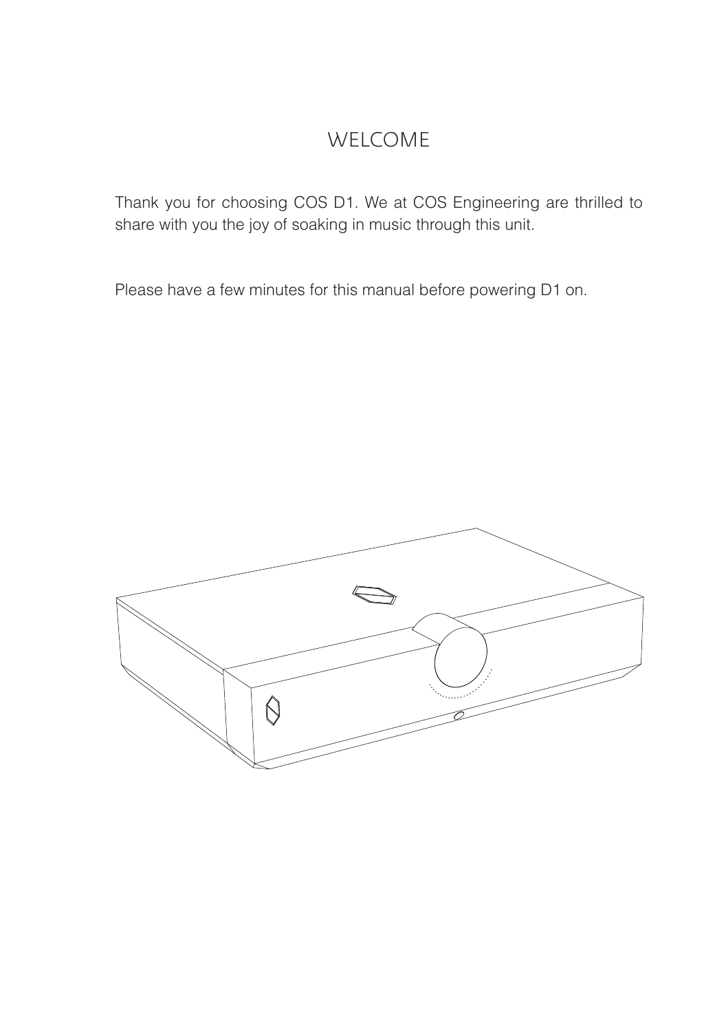# WELCOME

Thank you for choosing COS D1. We at COS Engineering are thrilled to share with you the joy of soaking in music through this unit.

Please have a few minutes for this manual before powering D1 on.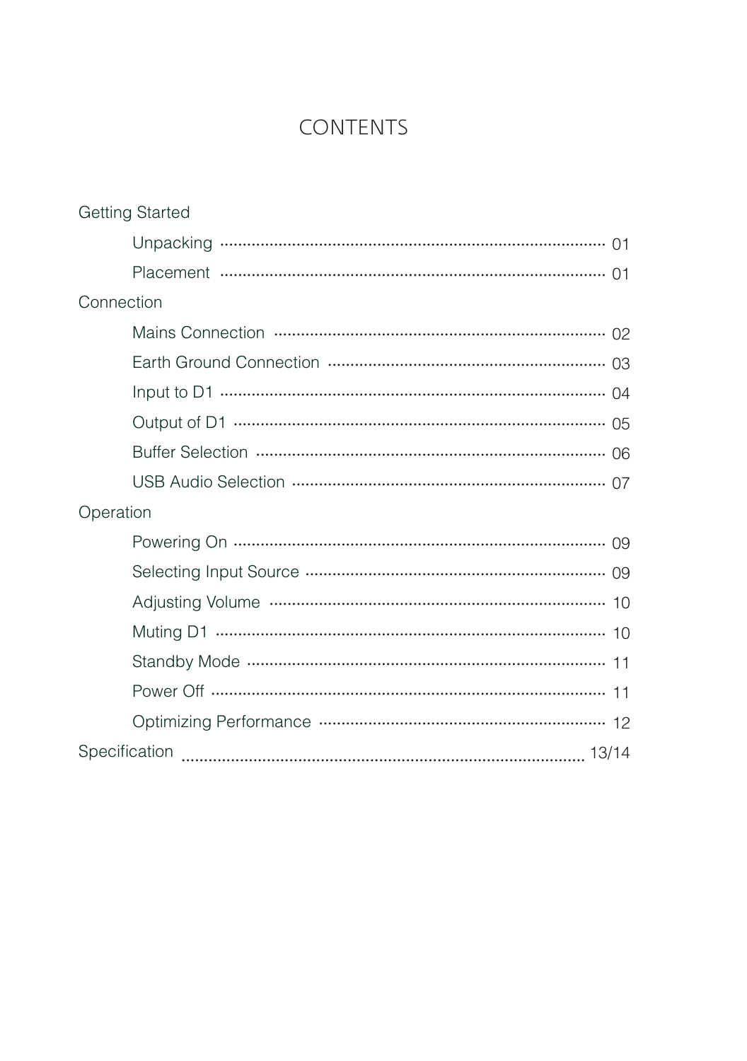# CONTENTS

**Getting Started**

- Unpacking ........ 01
- Placement ........ 01

**Connection**

- Mains Connection ........ 02
- Earth Ground Connection ........ 03
- Input to D1 ........ 04
- Output of D1 ........ 05
- Buffer Selection ........ 06
- USB Audio Selection ........ 07

**Operation**

- Powering On ........ 09
- Selecting Input Source ........ 09
- Adjusting Volume ........ 10
- Muting D1 ........ 10
- Standby Mode ........ 11
- Power Off ........ 11
- Optimizing Performance ........ 12

**Specification** ........ 13/14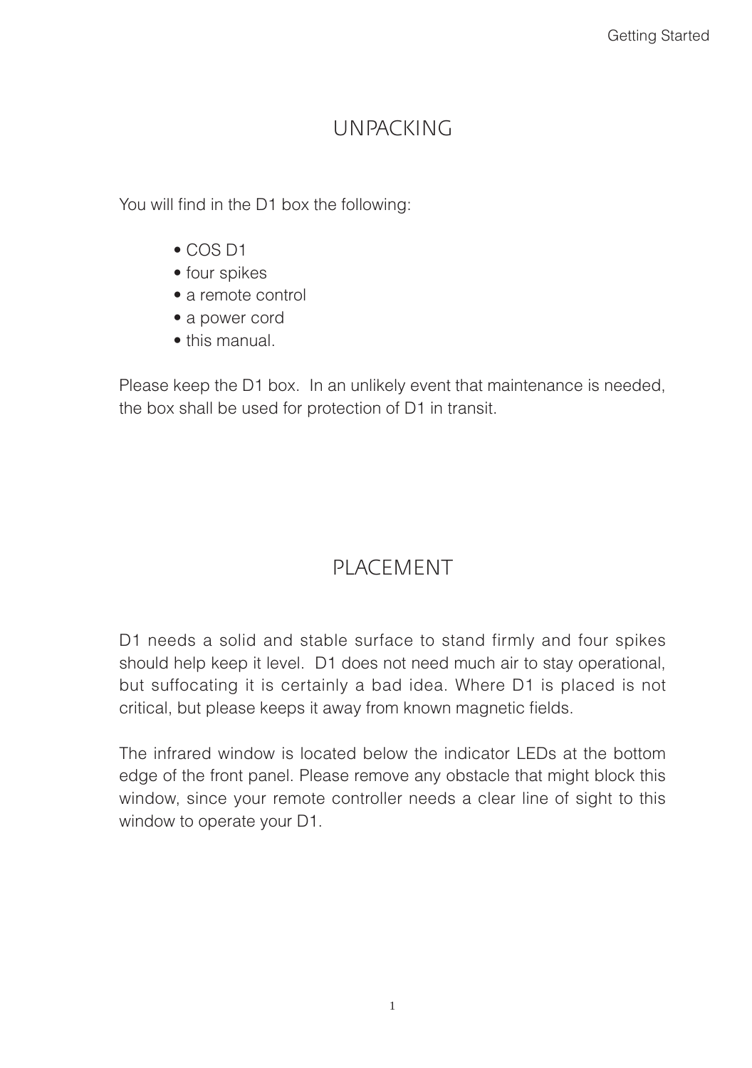## UNPACKING

You will find in the D1 box the following:

- COS D1
- four spikes
- a remote control
- a power cord
- this manual.

Please keep the D1 box. In an unlikely event that maintenance is needed, the box shall be used for protection of D1 in transit.

## PLACEMENT

D1 needs a solid and stable surface to stand firmly and four spikes should help keep it level. D1 does not need much air to stay operational, but suffocating it is certainly a bad idea. Where D1 is placed is not critical, but please keeps it away from known magnetic fields.

The infrared window is located below the indicator LEDs at the bottom edge of the front panel. Please remove any obstacle that might block this window, since your remote controller needs a clear line of sight to this window to operate your D1.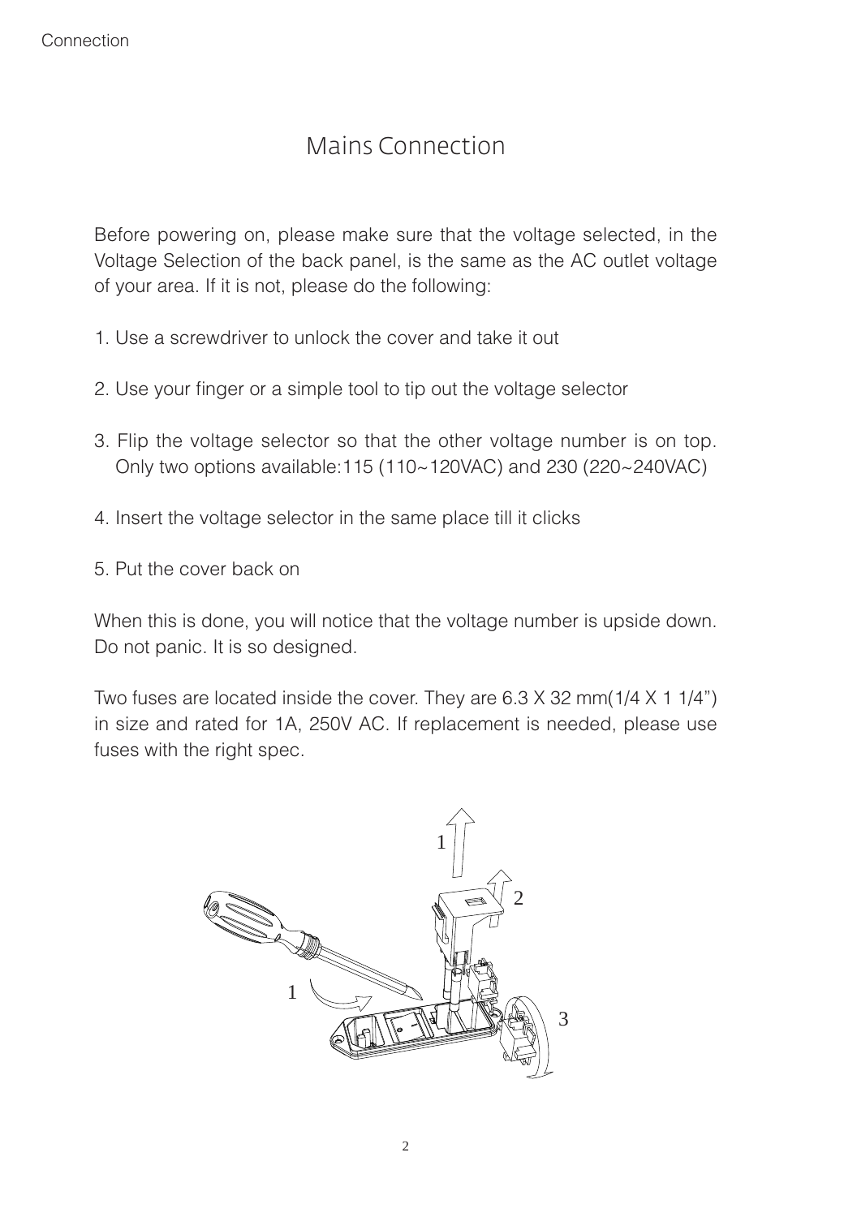# Mains Connection

Before powering on, please make sure that the voltage selected, in the Voltage Selection of the back panel, is the same as the AC outlet voltage of your area. If it is not, please do the following:

1. Use a screwdriver to unlock the cover and take it out

2. Use your finger or a simple tool to tip out the voltage selector

3. Flip the voltage selector so that the other voltage number is on top. Only two options available:115 (110~120VAC) and 230 (220~240VAC)

4. Insert the voltage selector in the same place till it clicks

5. Put the cover back on

When this is done, you will notice that the voltage number is upside down. Do not panic. It is so designed.

Two fuses are located inside the cover. They are 6.3 X 32 mm(1/4 X 1 1/4”) in size and rated for 1A, 250V AC. If replacement is needed, please use fuses with the right spec.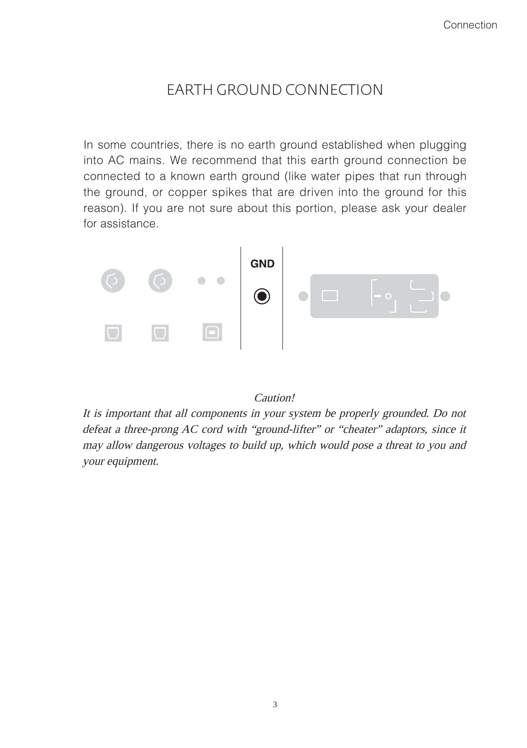# EARTH GROUND CONNECTION

In some countries, there is no earth ground established when plugging into AC mains. We recommend that this earth ground connection be connected to a known earth ground (like water pipes that run through the ground, or copper spikes that are driven into the ground for this reason). If you are not sure about this portion, please ask your dealer for assistance.

GND

*Caution!*

*It is important that all components in your system be properly grounded. Do not defeat a three-prong AC cord with "ground-lifter" or "cheater" adaptors, since it may allow dangerous voltages to build up, which would pose a threat to you and your equipment.*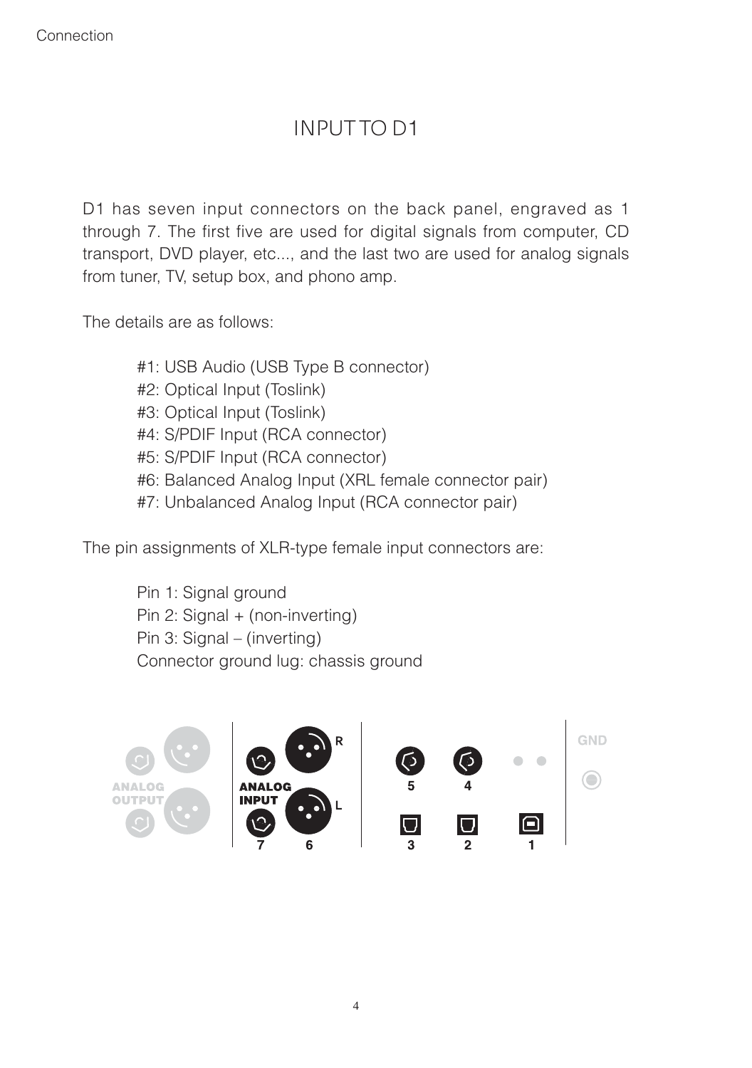# INPUT TO D1

D1 has seven input connectors on the back panel, engraved as 1 through 7. The first five are used for digital signals from computer, CD transport, DVD player, etc..., and the last two are used for analog signals from tuner, TV, setup box, and phono amp.

The details are as follows:

- #1: USB Audio (USB Type B connector)
- #2: Optical Input (Toslink)
- #3: Optical Input (Toslink)
- #4: S/PDIF Input (RCA connector)
- #5: S/PDIF Input (RCA connector)
- #6: Balanced Analog Input (XRL female connector pair)
- #7: Unbalanced Analog Input (RCA connector pair)

The pin assignments of XLR-type female input connectors are:

- Pin 1: Signal ground
- Pin 2: Signal + (non-inverting)
- Pin 3: Signal – (inverting)
- Connector ground lug: chassis ground

ANALOG OUTPUT | ANALOG INPUT R L 7 6 | 5 4 3 2 1 | GND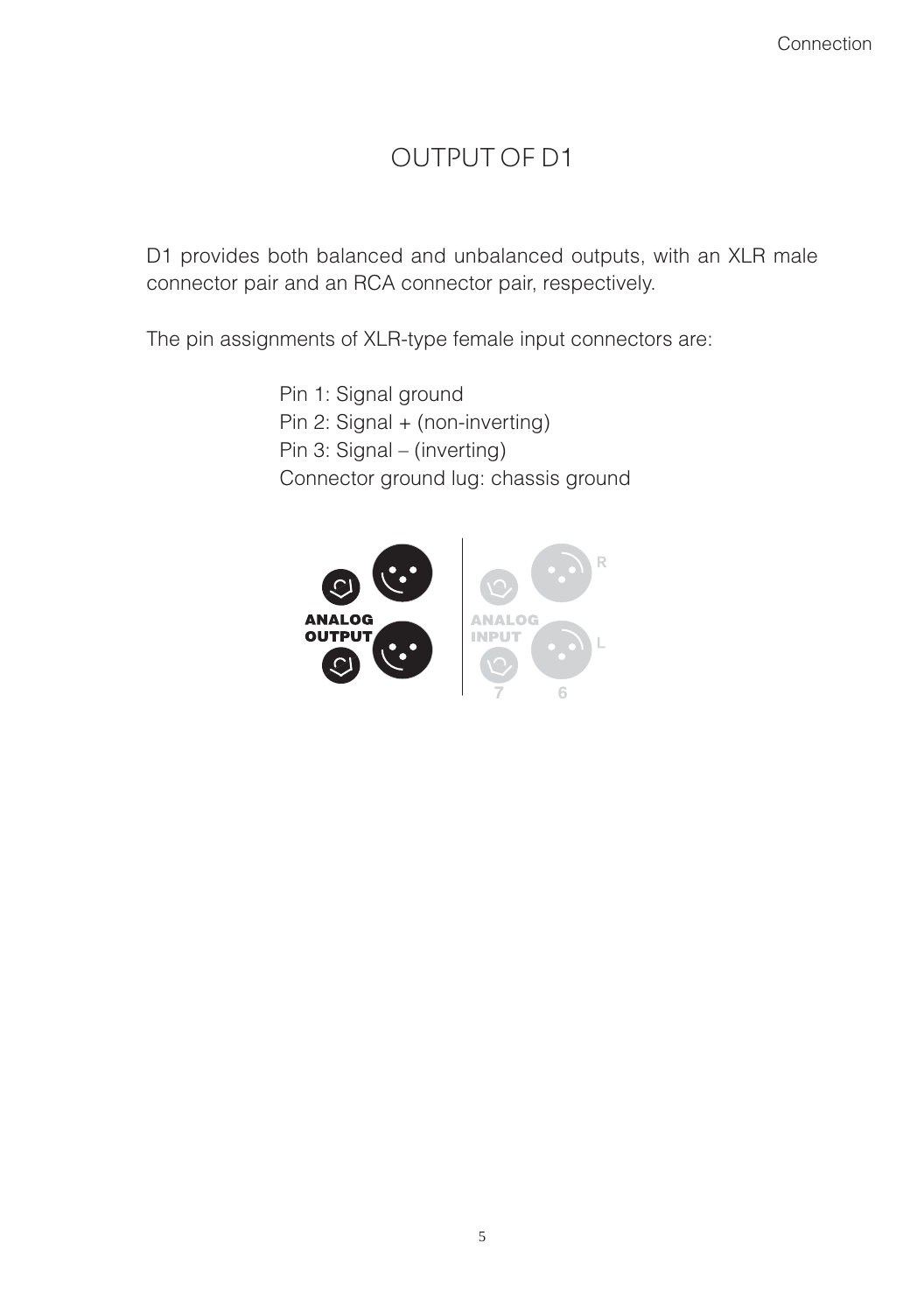# OUTPUT OF D1

D1 provides both balanced and unbalanced outputs, with an XLR male connector pair and an RCA connector pair, respectively.

The pin assignments of XLR-type female input connectors are:

Pin 1: Signal ground
Pin 2: Signal + (non-inverting)
Pin 3: Signal – (inverting)
Connector ground lug: chassis ground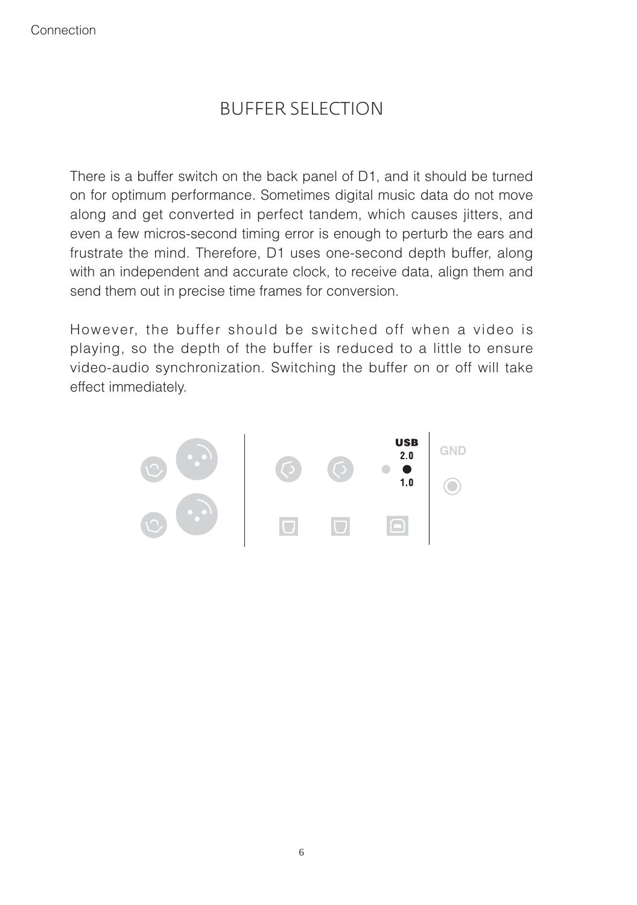# BUFFER SELECTION

There is a buffer switch on the back panel of D1, and it should be turned on for optimum performance. Sometimes digital music data do not move along and get converted in perfect tandem, which causes jitters, and even a few micros-second timing error is enough to perturb the ears and frustrate the mind. Therefore, D1 uses one-second depth buffer, along with an independent and accurate clock, to receive data, align them and send them out in precise time frames for conversion.

However, the buffer should be switched off when a video is playing, so the depth of the buffer is reduced to a little to ensure video-audio synchronization. Switching the buffer on or off will take effect immediately.

USB
2.0
1.0

GND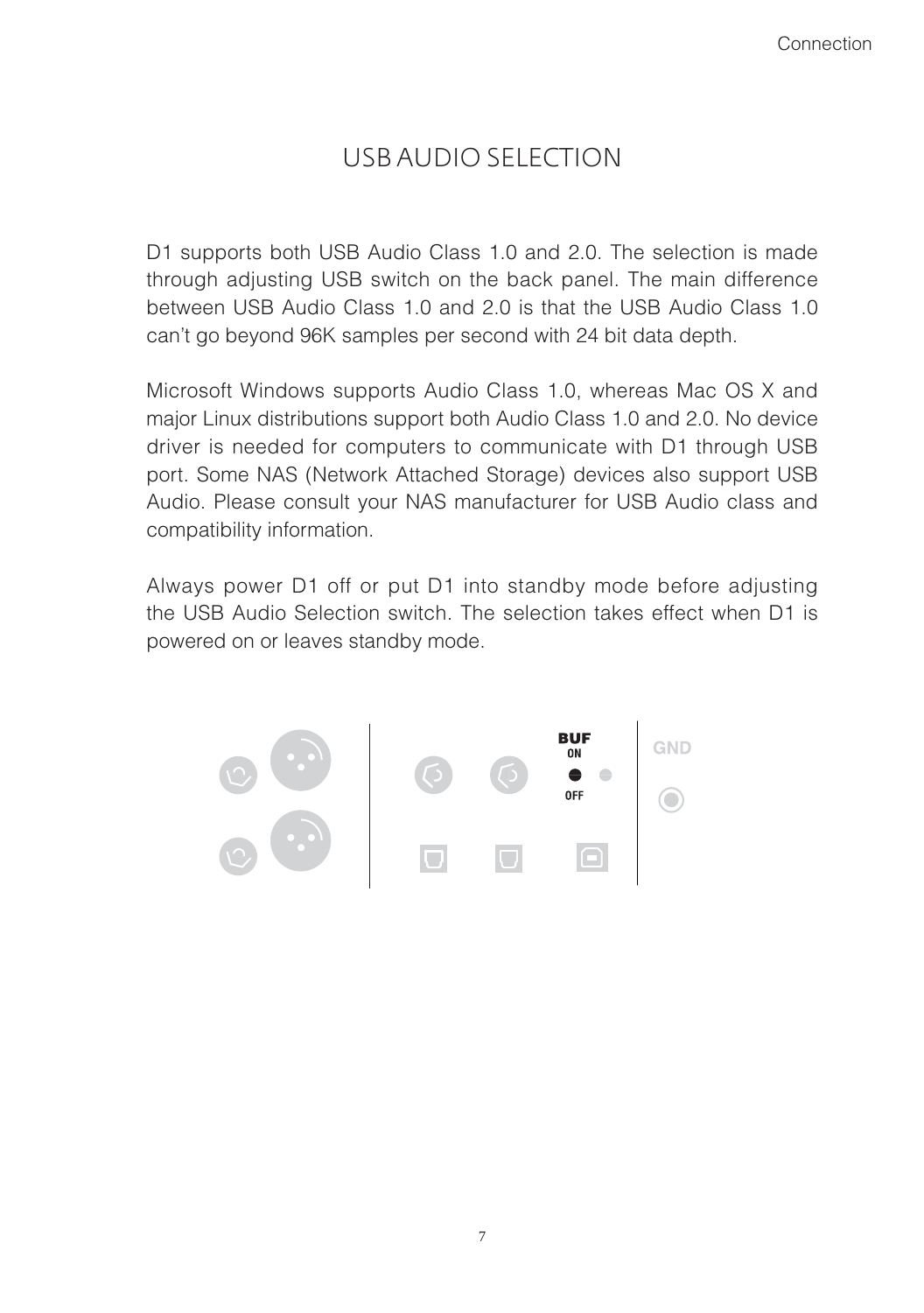# USB AUDIO SELECTION

D1 supports both USB Audio Class 1.0 and 2.0. The selection is made through adjusting USB switch on the back panel. The main difference between USB Audio Class 1.0 and 2.0 is that the USB Audio Class 1.0 can't go beyond 96K samples per second with 24 bit data depth.

Microsoft Windows supports Audio Class 1.0, whereas Mac OS X and major Linux distributions support both Audio Class 1.0 and 2.0. No device driver is needed for computers to communicate with D1 through USB port. Some NAS (Network Attached Storage) devices also support USB Audio. Please consult your NAS manufacturer for USB Audio class and compatibility information.

Always power D1 off or put D1 into standby mode before adjusting the USB Audio Selection switch. The selection takes effect when D1 is powered on or leaves standby mode.

BUF
ON
OFF

GND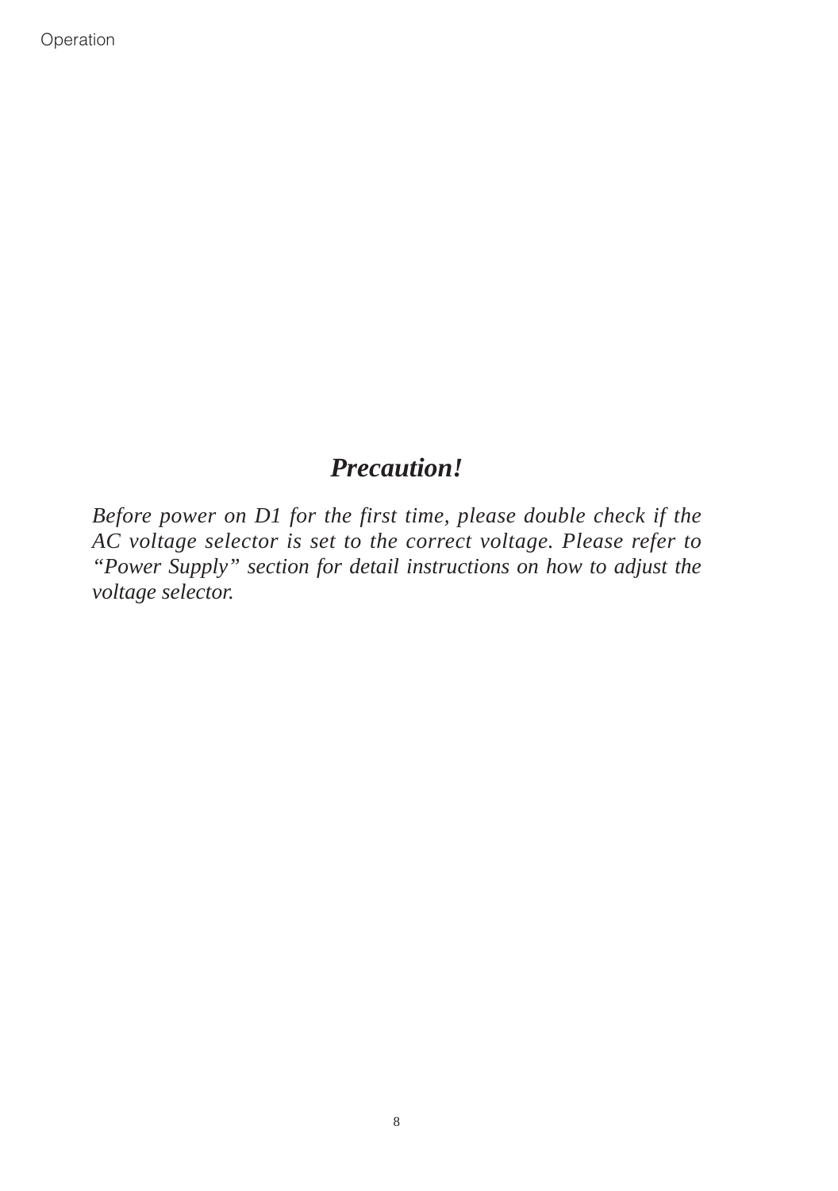## *Precaution!*

*Before power on D1 for the first time, please double check if the AC voltage selector is set to the correct voltage. Please refer to "Power Supply" section for detail instructions on how to adjust the voltage selector.*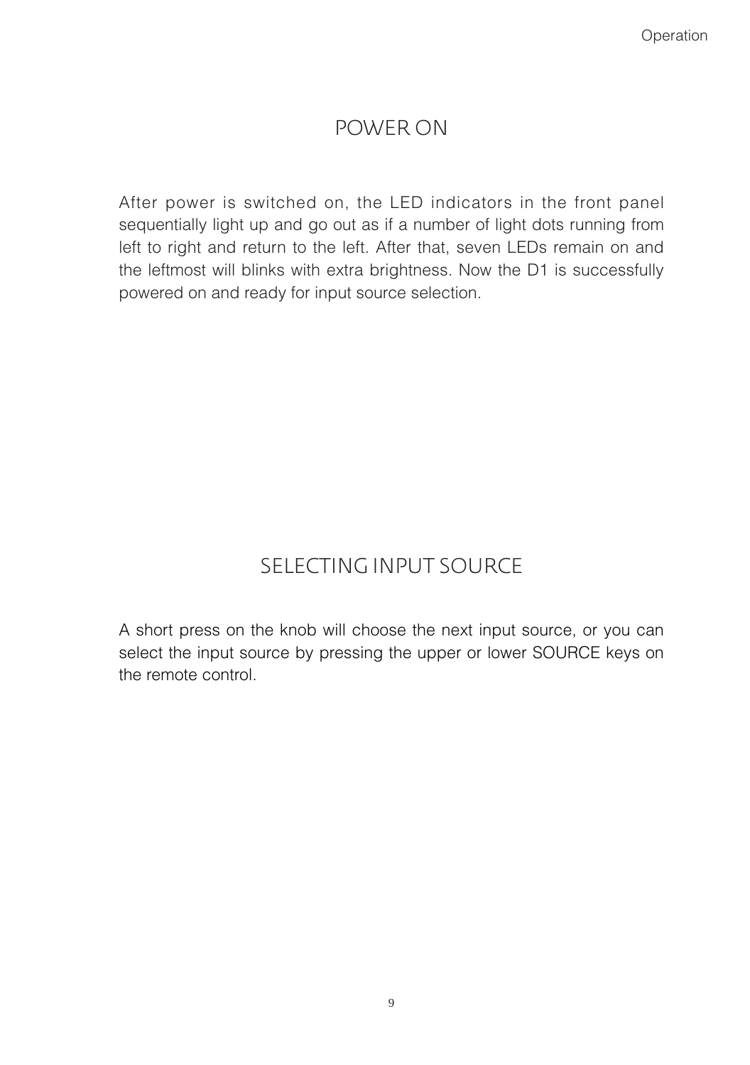## POWER ON

After power is switched on, the LED indicators in the front panel sequentially light up and go out as if a number of light dots running from left to right and return to the left. After that, seven LEDs remain on and the leftmost will blinks with extra brightness. Now the D1 is successfully powered on and ready for input source selection.

## SELECTING INPUT SOURCE

A short press on the knob will choose the next input source, or you can select the input source by pressing the upper or lower SOURCE keys on the remote control.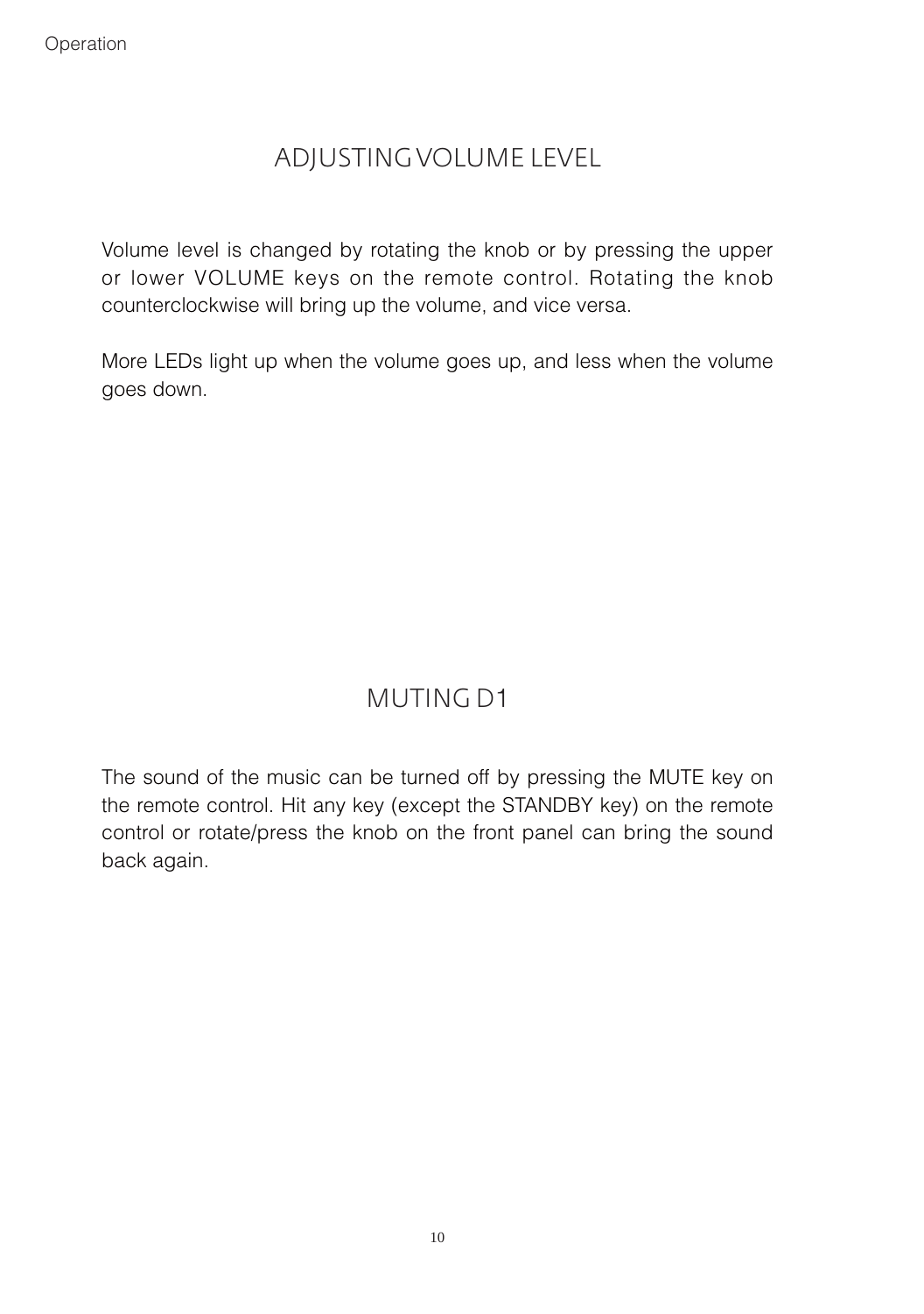## ADJUSTING VOLUME LEVEL

Volume level is changed by rotating the knob or by pressing the upper or lower VOLUME keys on the remote control. Rotating the knob counterclockwise will bring up the volume, and vice versa.

More LEDs light up when the volume goes up, and less when the volume goes down.

## MUTING D1

The sound of the music can be turned off by pressing the MUTE key on the remote control. Hit any key (except the STANDBY key) on the remote control or rotate/press the knob on the front panel can bring the sound back again.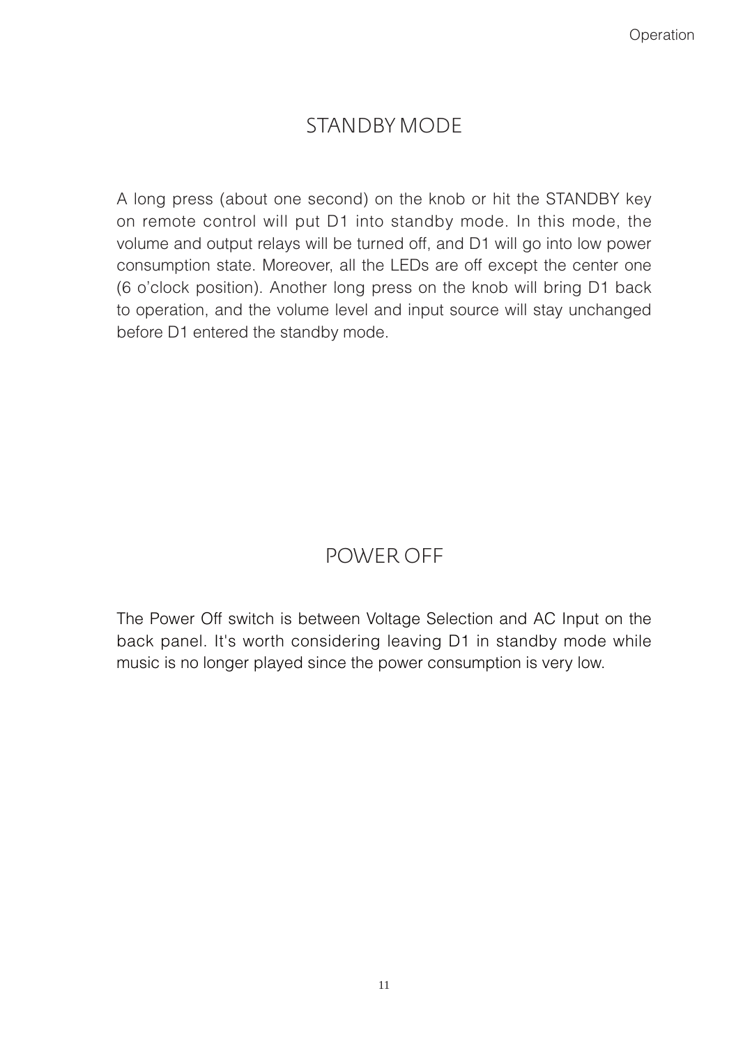## STANDBY MODE

A long press (about one second) on the knob or hit the STANDBY key on remote control will put D1 into standby mode. In this mode, the volume and output relays will be turned off, and D1 will go into low power consumption state. Moreover, all the LEDs are off except the center one (6 o'clock position). Another long press on the knob will bring D1 back to operation, and the volume level and input source will stay unchanged before D1 entered the standby mode.

## POWER OFF

The Power Off switch is between Voltage Selection and AC Input on the back panel. It's worth considering leaving D1 in standby mode while music is no longer played since the power consumption is very low.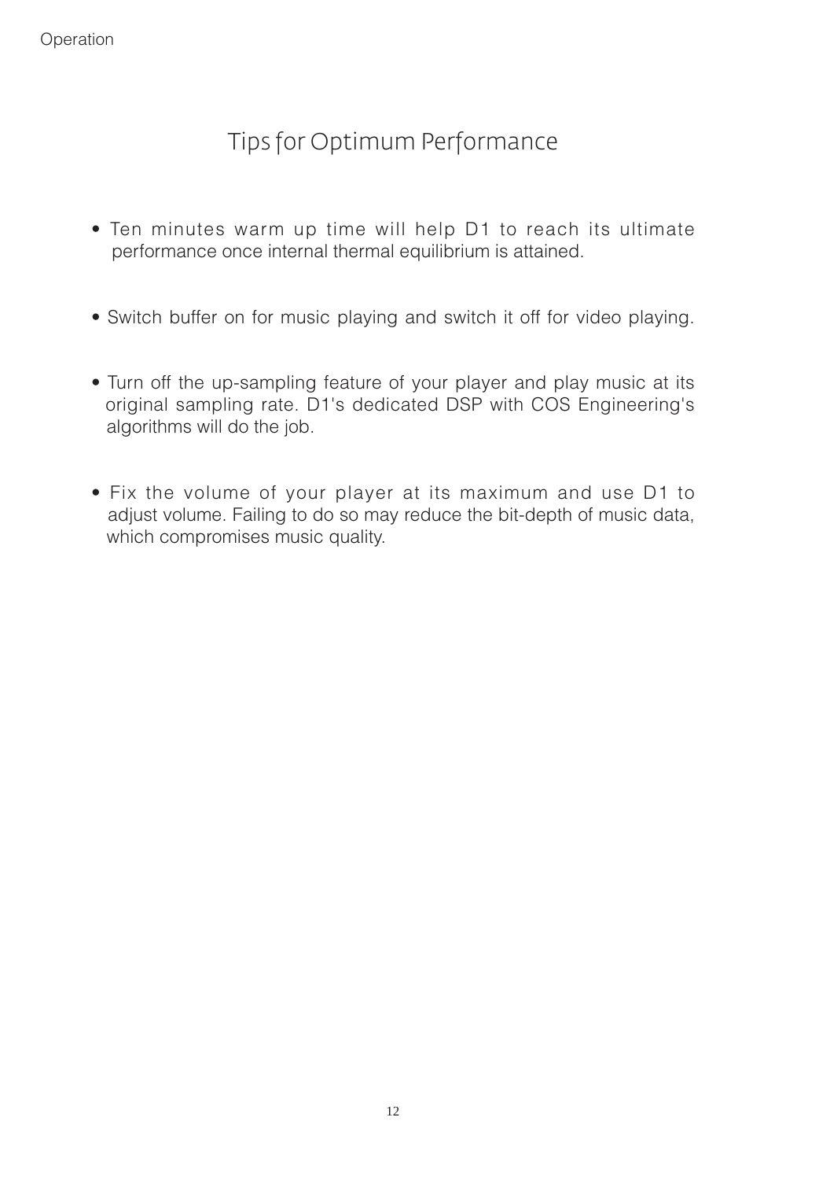# Tips for Optimum Performance

- Ten minutes warm up time will help D1 to reach its ultimate performance once internal thermal equilibrium is attained.

- Switch buffer on for music playing and switch it off for video playing.

- Turn off the up-sampling feature of your player and play music at its original sampling rate. D1's dedicated DSP with COS Engineering's algorithms will do the job.

- Fix the volume of your player at its maximum and use D1 to adjust volume. Failing to do so may reduce the bit-depth of music data, which compromises music quality.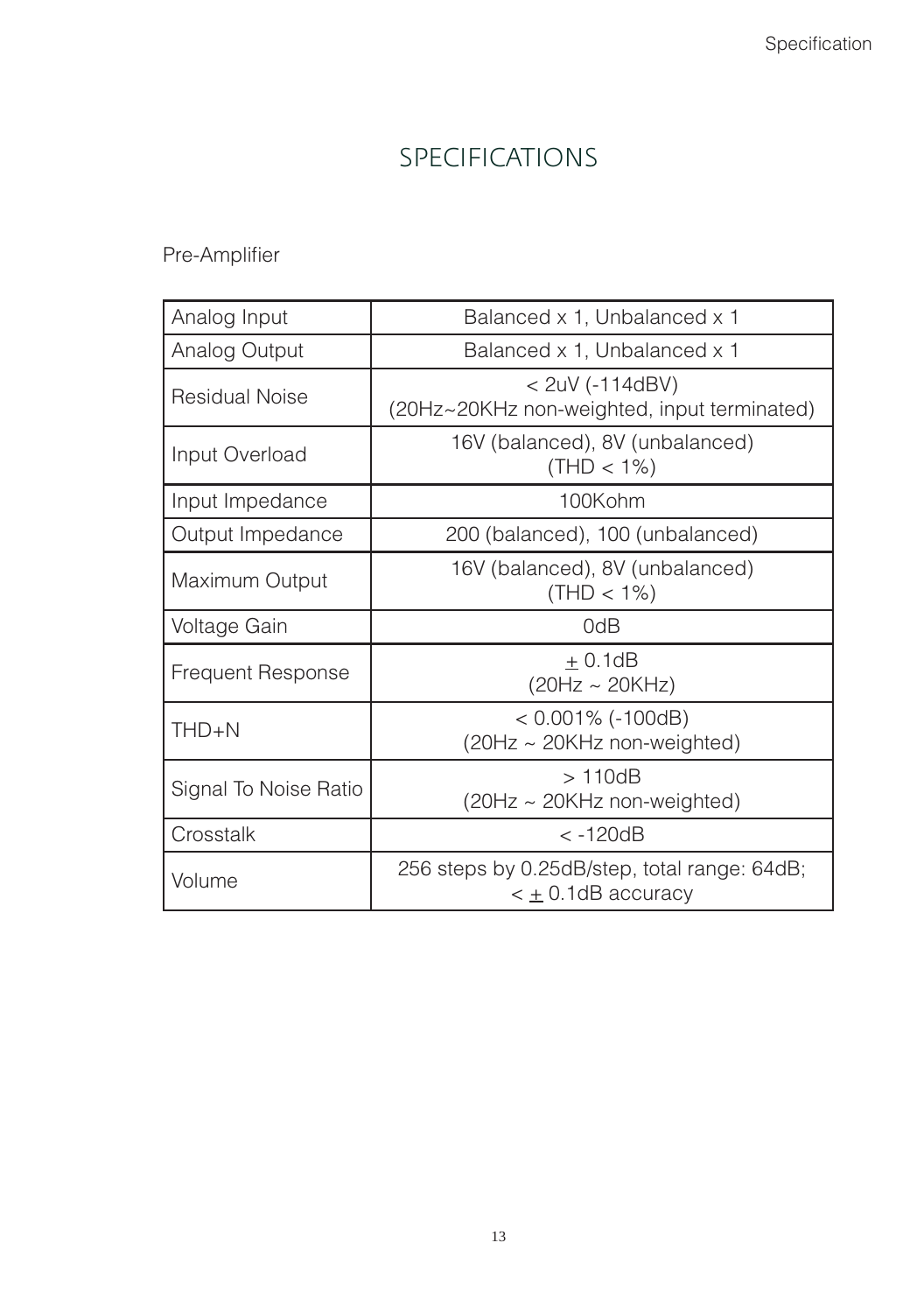# SPECIFICATIONS

## Pre-Amplifier

| | |
|---|---|
| Analog Input | Balanced x 1, Unbalanced x 1 |
| Analog Output | Balanced x 1, Unbalanced x 1 |
| Residual Noise | < 2uV (-114dBV)<br>(20Hz~20KHz non-weighted, input terminated) |
| Input Overload | 16V (balanced), 8V (unbalanced)<br>(THD < 1%) |
| Input Impedance | 100Kohm |
| Output Impedance | 200 (balanced), 100 (unbalanced) |
| Maximum Output | 16V (balanced), 8V (unbalanced)<br>(THD < 1%) |
| Voltage Gain | 0dB |
| Frequent Response | ± 0.1dB<br>(20Hz ~ 20KHz) |
| THD+N | < 0.001% (-100dB)<br>(20Hz ~ 20KHz non-weighted) |
| Signal To Noise Ratio | > 110dB<br>(20Hz ~ 20KHz non-weighted) |
| Crosstalk | < -120dB |
| Volume | 256 steps by 0.25dB/step, total range: 64dB;<br>< ± 0.1dB accuracy |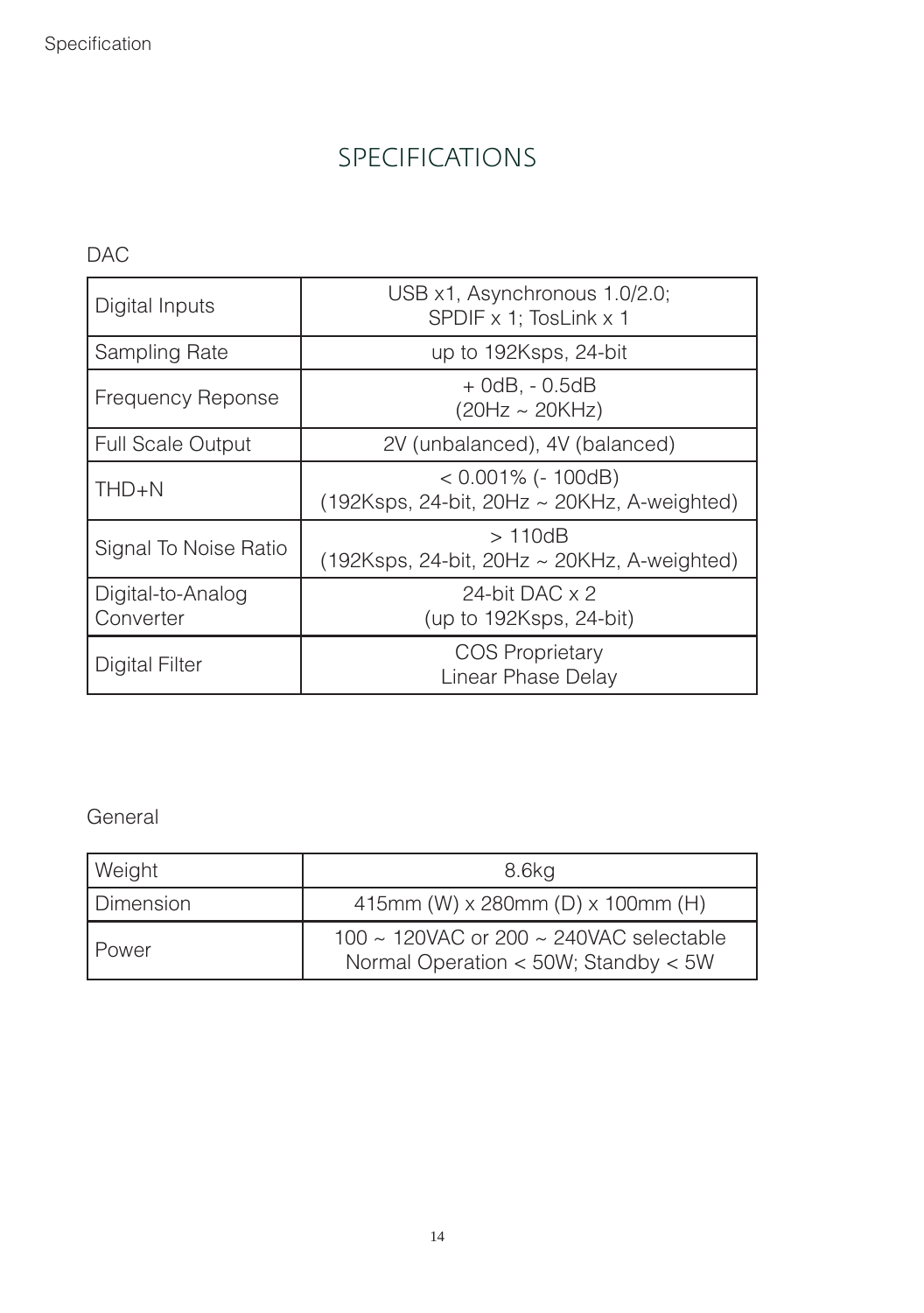# SPECIFICATIONS

## DAC

| | |
|---|---|
| Digital Inputs | USB x1, Asynchronous 1.0/2.0; SPDIF x 1; TosLink x 1 |
| Sampling Rate | up to 192Ksps, 24-bit |
| Frequency Reponse | + 0dB, - 0.5dB (20Hz ~ 20KHz) |
| Full Scale Output | 2V (unbalanced), 4V (balanced) |
| THD+N | < 0.001% (- 100dB) (192Ksps, 24-bit, 20Hz ~ 20KHz, A-weighted) |
| Signal To Noise Ratio | > 110dB (192Ksps, 24-bit, 20Hz ~ 20KHz, A-weighted) |
| Digital-to-Analog Converter | 24-bit DAC x 2 (up to 192Ksps, 24-bit) |
| Digital Filter | COS Proprietary Linear Phase Delay |

## General

| | |
|---|---|
| Weight | 8.6kg |
| Dimension | 415mm (W) x 280mm (D) x 100mm (H) |
| Power | 100 ~ 120VAC or 200 ~ 240VAC selectable Normal Operation < 50W; Standby < 5W |